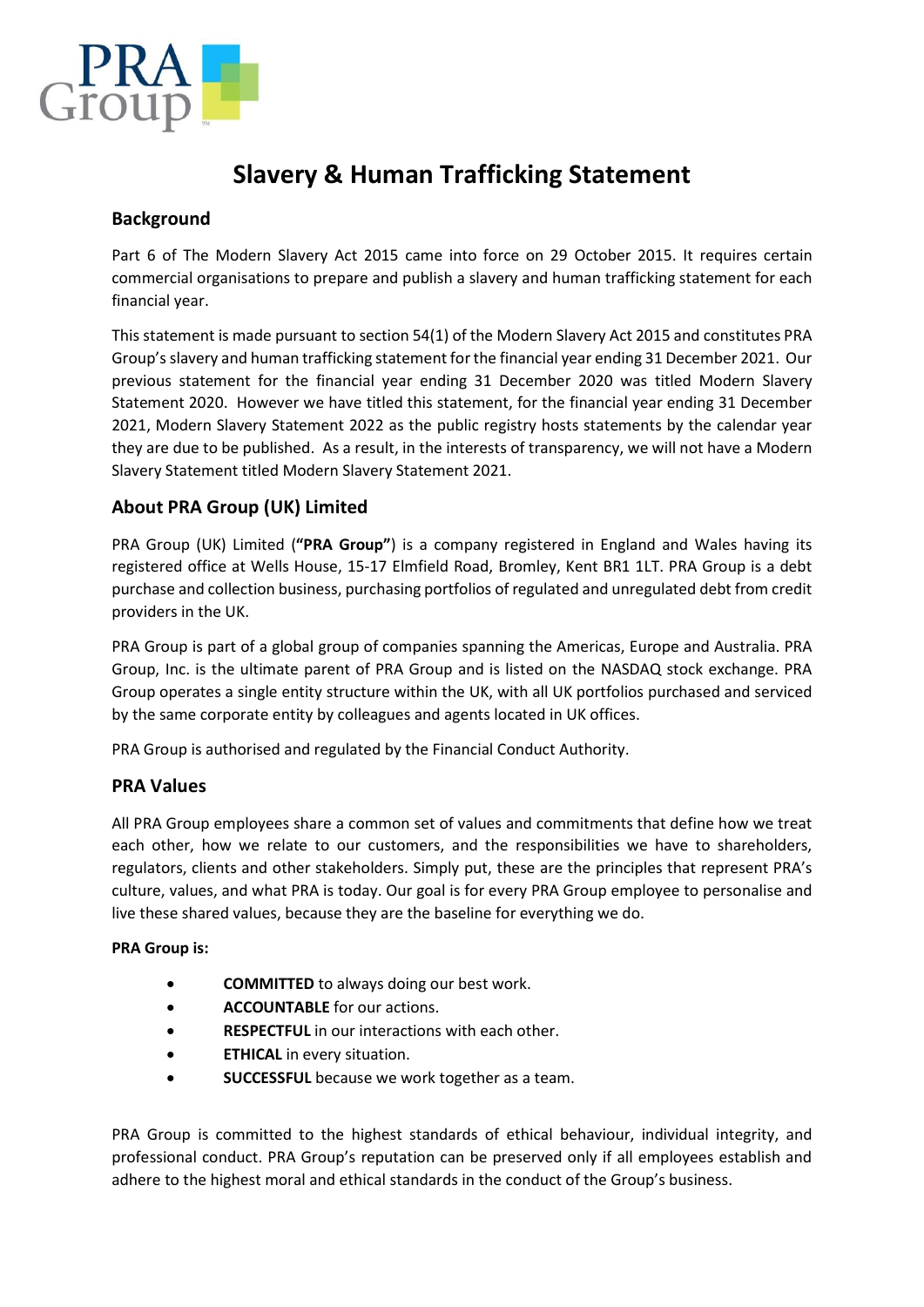# Slavery & Human Trafficking Statement

## Background

Part 6 of The Modern Slavery Act 2015 came into force on 29 October 2015. It requires certain commercial organisations to prepare and publish a slavery and human trafficking statement for each financial year.

This statement is made pursuant to section 54(1) of the Modern Slavery Act 2015 and constitutes PRA Group's slavery and human trafficking statement for the financial year ending 31 December 2021. Our previous statement for the financial year ending 31 December 2020 was titled Modern Slavery Statement 2020. However we have titled this statement, for the financial year ending 31 December 2021, Modern Slavery Statement 2022 as the public registry hosts statements by the calendar year they are due to be published. As a result, in the interests of transparency, we will not have a Modern Slavery Statement titled Modern Slavery Statement 2021.

## About PRA Group (UK) Limited

PRA Group (UK) Limited (**"PRA Group"**) is a company registered in England and Wales having its registered office at Wells House, 15-17 Elmfield Road, Bromley, Kent BR1 1LT. PRA Group is a debt purchase and collection business, purchasing portfolios of regulated and unregulated debt from credit providers in the UK.

PRA Group is part of a global group of companies spanning the Americas, Europe and Australia. PRA Group, Inc. is the ultimate parent of PRA Group and is listed on the NASDAQ stock exchange. PRA Group operates a single entity structure within the UK, with all UK portfolios purchased and serviced by the same corporate entity by colleagues and agents located in UK offices.

PRA Group is authorised and regulated by the Financial Conduct Authority.

## PRA Values

All PRA Group employees share a common set of values and commitments that define how we treat each other, how we relate to our customers, and the responsibilities we have to shareholders, regulators, clients and other stakeholders. Simply put, these are the principles that represent PRA's culture, values, and what PRA is today. Our goal is for every PRA Group employee to personalise and live these shared values, because they are the baseline for everything we do.

**PRA Group is:**

- **COMMITTED** to always doing our best work.
- **ACCOUNTABLE** for our actions.
- **RESPECTFUL** in our interactions with each other.
- **ETHICAL** in every situation.
- **SUCCESSFUL** because we work together as a team.

PRA Group is committed to the highest standards of ethical behaviour, individual integrity, and professional conduct. PRA Group's reputation can be preserved only if all employees establish and adhere to the highest moral and ethical standards in the conduct of the Group's business.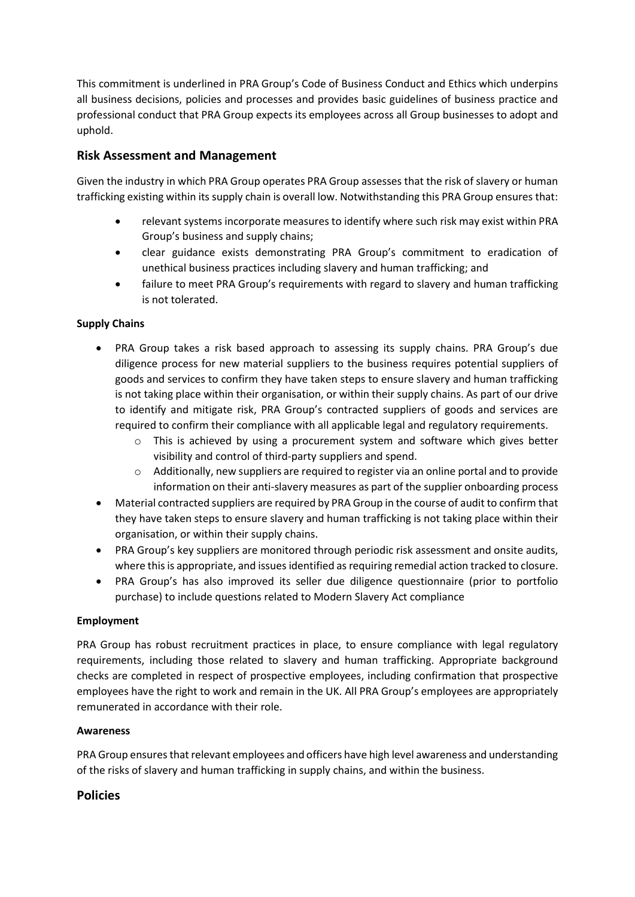This commitment is underlined in PRA Group's Code of Business Conduct and Ethics which underpins all business decisions, policies and processes and provides basic guidelines of business practice and professional conduct that PRA Group expects its employees across all Group businesses to adopt and uphold.

## Risk Assessment and Management

Given the industry in which PRA Group operates PRA Group assesses that the risk of slavery or human trafficking existing within its supply chain is overall low. Notwithstanding this PRA Group ensures that:

- relevant systems incorporate measures to identify where such risk may exist within PRA Group's business and supply chains;
- clear guidance exists demonstrating PRA Group's commitment to eradication of unethical business practices including slavery and human trafficking; and
- failure to meet PRA Group's requirements with regard to slavery and human trafficking is not tolerated.

**Supply Chains**

- PRA Group takes a risk based approach to assessing its supply chains. PRA Group's due diligence process for new material suppliers to the business requires potential suppliers of goods and services to confirm they have taken steps to ensure slavery and human trafficking is not taking place within their organisation, or within their supply chains. As part of our drive to identify and mitigate risk, PRA Group's contracted suppliers of goods and services are required to confirm their compliance with all applicable legal and regulatory requirements.
    - This is achieved by using a procurement system and software which gives better visibility and control of third-party suppliers and spend.
    - Additionally, new suppliers are required to register via an online portal and to provide information on their anti-slavery measures as part of the supplier onboarding process
- Material contracted suppliers are required by PRA Group in the course of audit to confirm that they have taken steps to ensure slavery and human trafficking is not taking place within their organisation, or within their supply chains.
- PRA Group's key suppliers are monitored through periodic risk assessment and onsite audits, where this is appropriate, and issues identified as requiring remedial action tracked to closure.
- PRA Group's has also improved its seller due diligence questionnaire (prior to portfolio purchase) to include questions related to Modern Slavery Act compliance

**Employment**

PRA Group has robust recruitment practices in place, to ensure compliance with legal regulatory requirements, including those related to slavery and human trafficking. Appropriate background checks are completed in respect of prospective employees, including confirmation that prospective employees have the right to work and remain in the UK. All PRA Group's employees are appropriately remunerated in accordance with their role.

**Awareness**

PRA Group ensures that relevant employees and officers have high level awareness and understanding of the risks of slavery and human trafficking in supply chains, and within the business.

## Policies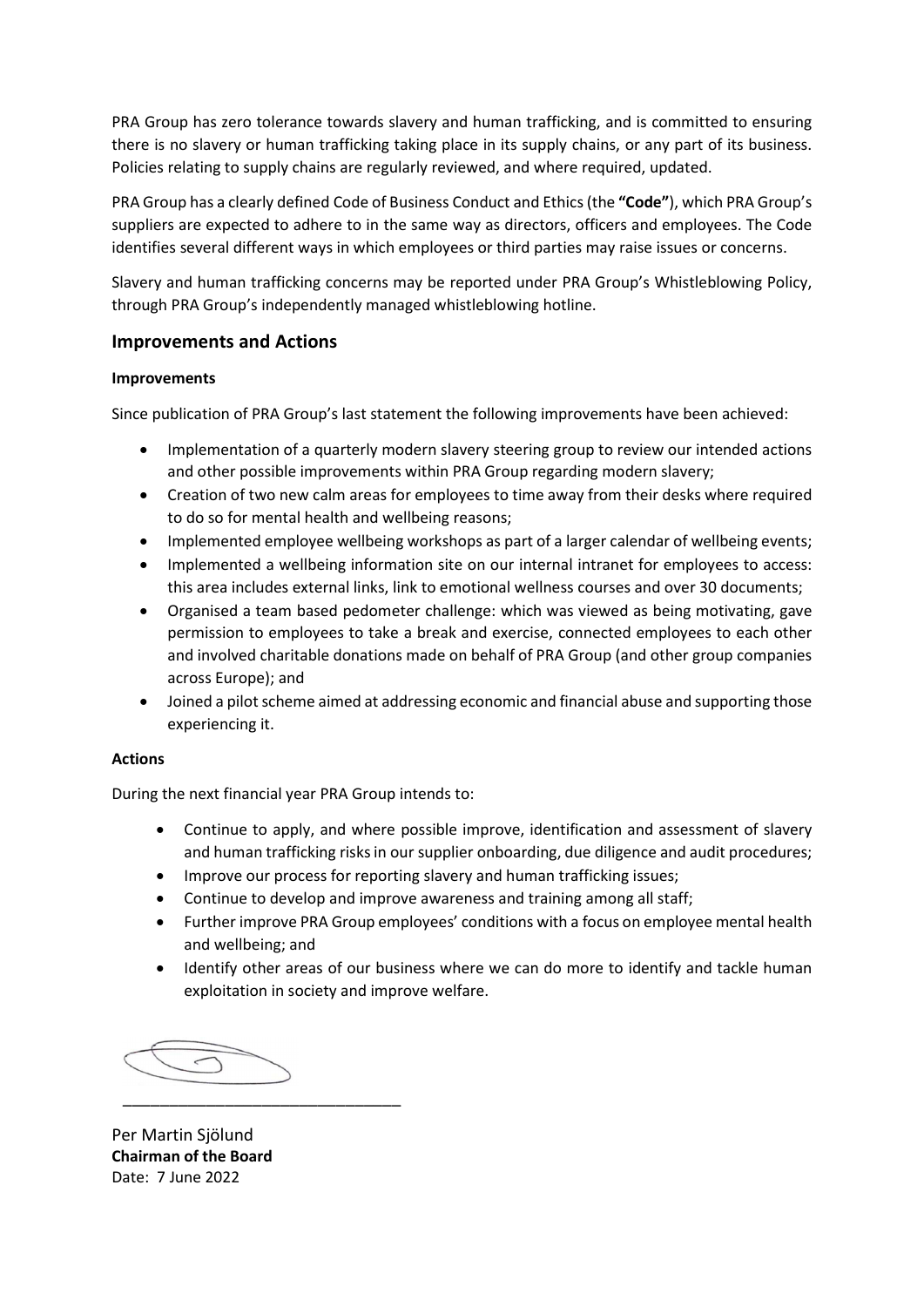PRA Group has zero tolerance towards slavery and human trafficking, and is committed to ensuring there is no slavery or human trafficking taking place in its supply chains, or any part of its business. Policies relating to supply chains are regularly reviewed, and where required, updated.

PRA Group has a clearly defined Code of Business Conduct and Ethics (the **"Code"**), which PRA Group's suppliers are expected to adhere to in the same way as directors, officers and employees. The Code identifies several different ways in which employees or third parties may raise issues or concerns.

Slavery and human trafficking concerns may be reported under PRA Group's Whistleblowing Policy, through PRA Group's independently managed whistleblowing hotline.

## Improvements and Actions

**Improvements**

Since publication of PRA Group's last statement the following improvements have been achieved:

- Implementation of a quarterly modern slavery steering group to review our intended actions and other possible improvements within PRA Group regarding modern slavery;
- Creation of two new calm areas for employees to time away from their desks where required to do so for mental health and wellbeing reasons;
- Implemented employee wellbeing workshops as part of a larger calendar of wellbeing events;
- Implemented a wellbeing information site on our internal intranet for employees to access: this area includes external links, link to emotional wellness courses and over 30 documents;
- Organised a team based pedometer challenge: which was viewed as being motivating, gave permission to employees to take a break and exercise, connected employees to each other and involved charitable donations made on behalf of PRA Group (and other group companies across Europe); and
- Joined a pilot scheme aimed at addressing economic and financial abuse and supporting those experiencing it.

**Actions**

During the next financial year PRA Group intends to:

- Continue to apply, and where possible improve, identification and assessment of slavery and human trafficking risks in our supplier onboarding, due diligence and audit procedures;
- Improve our process for reporting slavery and human trafficking issues;
- Continue to develop and improve awareness and training among all staff;
- Further improve PRA Group employees' conditions with a focus on employee mental health and wellbeing; and
- Identify other areas of our business where we can do more to identify and tackle human exploitation in society and improve welfare.

\_\_\_\_\_\_\_\_\_\_\_\_\_\_\_\_\_\_\_\_\_\_\_\_\_\_\_\_\_\_\_\_

Per Martin Sjölund
**Chairman of the Board**
Date: 7 June 2022